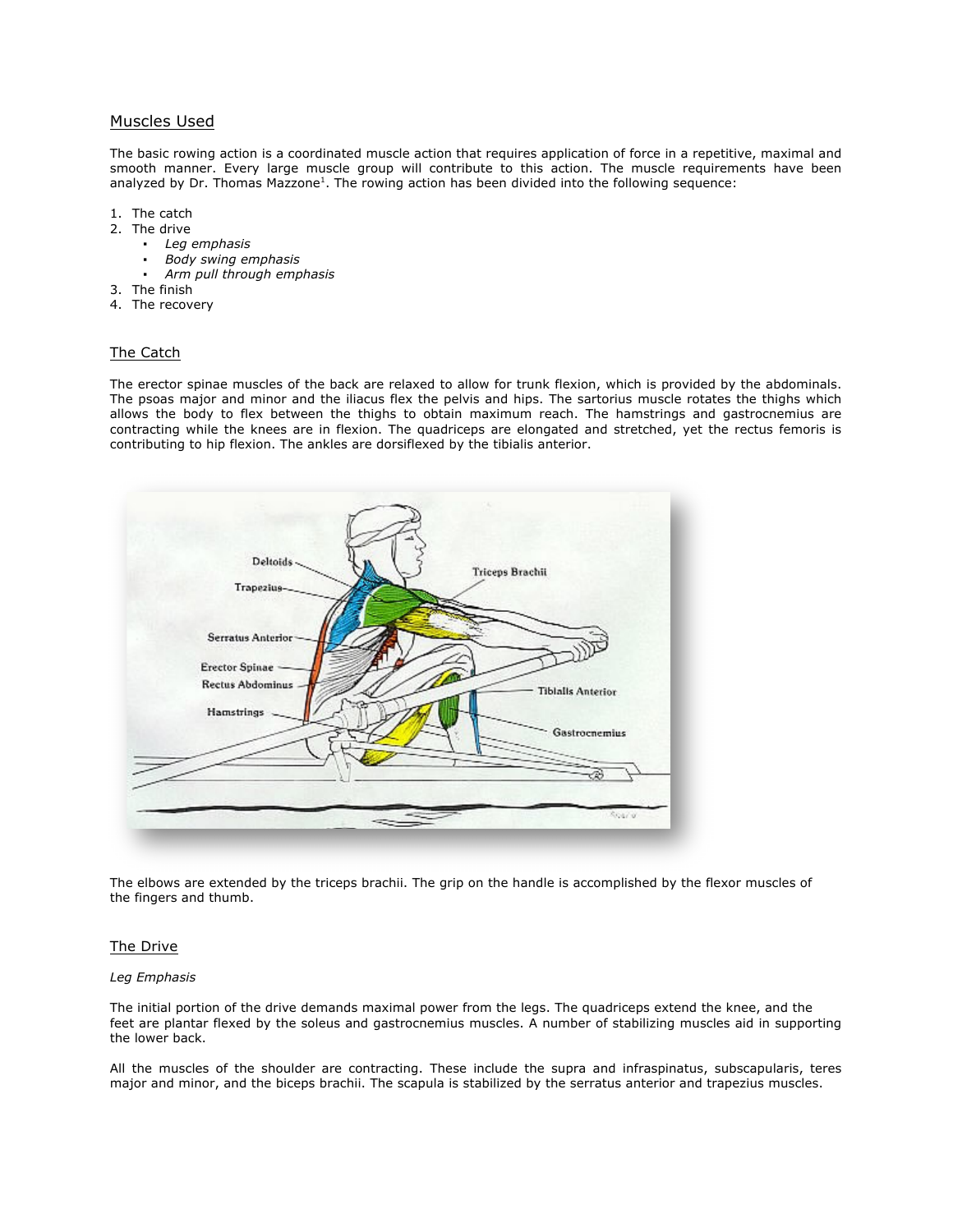## Muscles Used

The basic rowing action is a coordinated muscle action that requires application of force in a repetitive, maximal and smooth manner. Every large muscle group will contribute to this action. The muscle requirements have been analyzed by Dr. Thomas Mazzone[1]. The rowing action has been divided into the following sequence:

1. The catch
2. The drive
   - *Leg emphasis*
   - *Body swing emphasis*
   - *Arm pull through emphasis*
3. The finish
4. The recovery

## The Catch

The erector spinae muscles of the back are relaxed to allow for trunk flexion, which is provided by the abdominals. The psoas major and minor and the iliacus flex the pelvis and hips. The sartorius muscle rotates the thighs which allows the body to flex between the thighs to obtain maximum reach. The hamstrings and gastrocnemius are contracting while the knees are in flexion. The quadriceps are elongated and stretched, yet the rectus femoris is contributing to hip flexion. The ankles are dorsiflexed by the tibialis anterior.

The elbows are extended by the triceps brachii. The grip on the handle is accomplished by the flexor muscles of the fingers and thumb.

## The Drive

*Leg Emphasis*

The initial portion of the drive demands maximal power from the legs. The quadriceps extend the knee, and the feet are plantar flexed by the soleus and gastrocnemius muscles. A number of stabilizing muscles aid in supporting the lower back.

All the muscles of the shoulder are contracting. These include the supra and infraspinatus, subscapularis, teres major and minor, and the biceps brachii. The scapula is stabilized by the serratus anterior and trapezius muscles.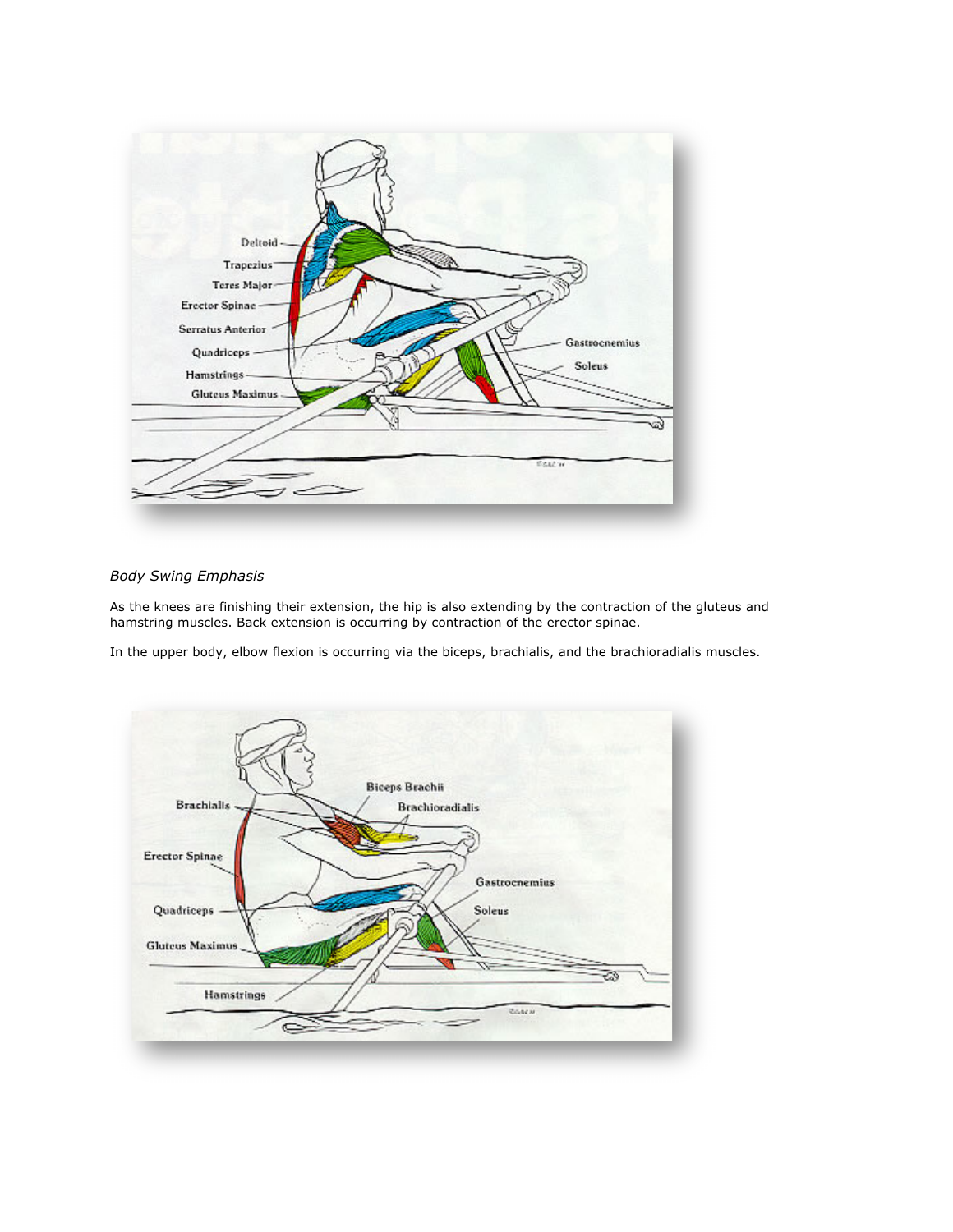*Body Swing Emphasis*

As the knees are finishing their extension, the hip is also extending by the contraction of the gluteus and hamstring muscles. Back extension is occurring by contraction of the erector spinae.

In the upper body, elbow flexion is occurring via the biceps, brachialis, and the brachioradialis muscles.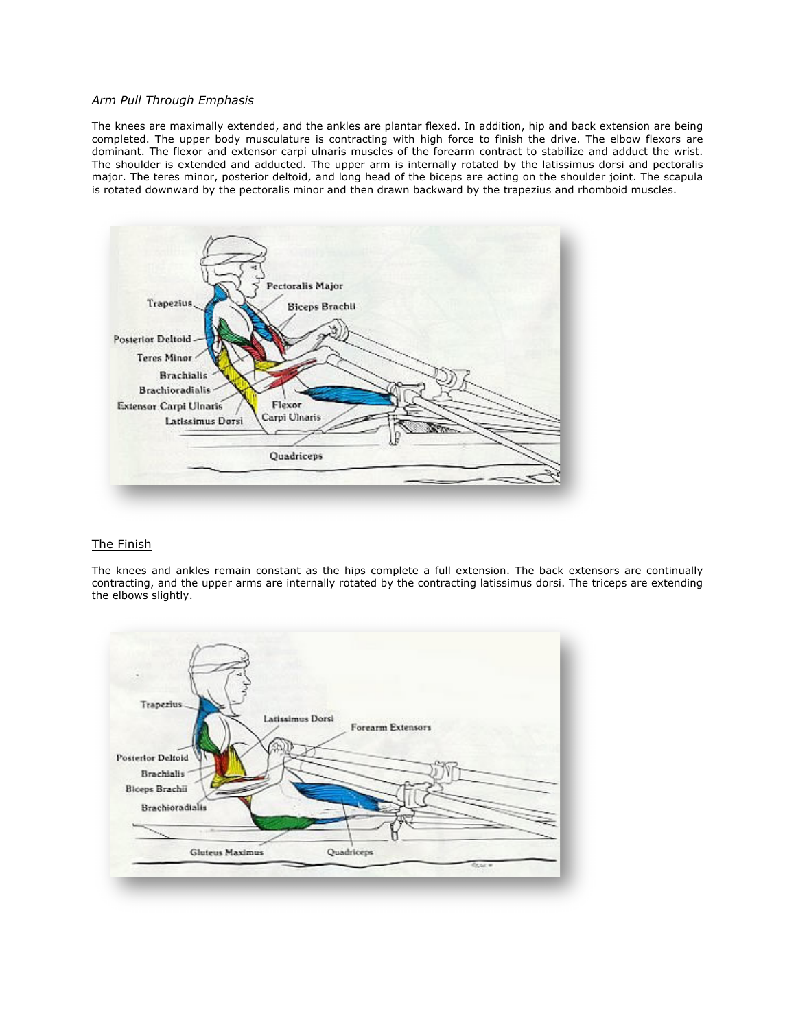*Arm Pull Through Emphasis*

The knees are maximally extended, and the ankles are plantar flexed. In addition, hip and back extension are being completed. The upper body musculature is contracting with high force to finish the drive. The elbow flexors are dominant. The flexor and extensor carpi ulnaris muscles of the forearm contract to stabilize and adduct the wrist. The shoulder is extended and adducted. The upper arm is internally rotated by the latissimus dorsi and pectoralis major. The teres minor, posterior deltoid, and long head of the biceps are acting on the shoulder joint. The scapula is rotated downward by the pectoralis minor and then drawn backward by the trapezius and rhomboid muscles.

## The Finish

The knees and ankles remain constant as the hips complete a full extension. The back extensors are continually contracting, and the upper arms are internally rotated by the contracting latissimus dorsi. The triceps are extending the elbows slightly.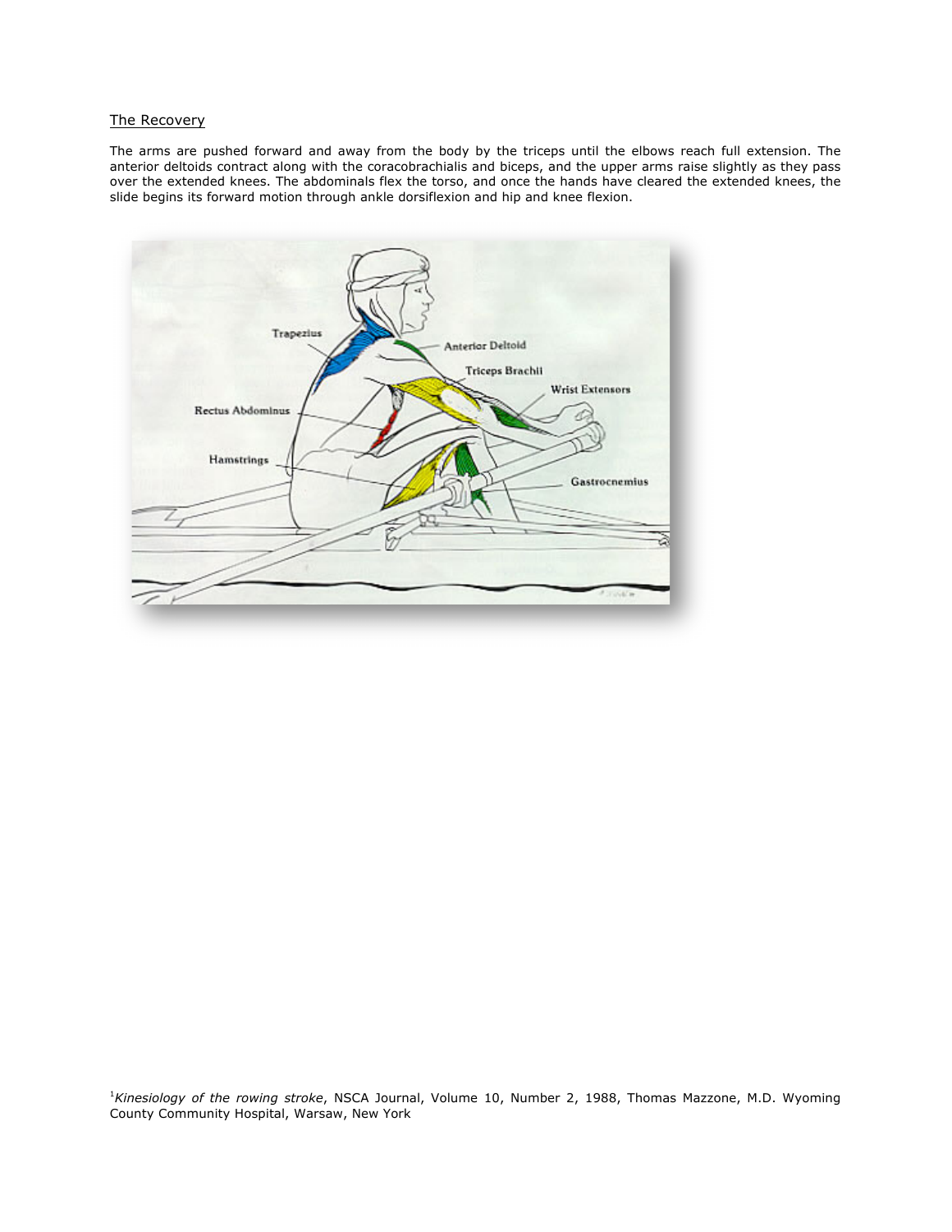The Recovery

The arms are pushed forward and away from the body by the triceps until the elbows reach full extension. The anterior deltoids contract along with the coracobrachialis and biceps, and the upper arms raise slightly as they pass over the extended knees. The abdominals flex the torso, and once the hands have cleared the extended knees, the slide begins its forward motion through ankle dorsiflexion and hip and knee flexion.

Trapezius

Anterior Deltoid

Triceps Brachii

Wrist Extensors

Rectus Abdominus

Hamstrings

Gastrocnemius

[1] *Kinesiology of the rowing stroke*, NSCA Journal, Volume 10, Number 2, 1988, Thomas Mazzone, M.D. Wyoming County Community Hospital, Warsaw, New York